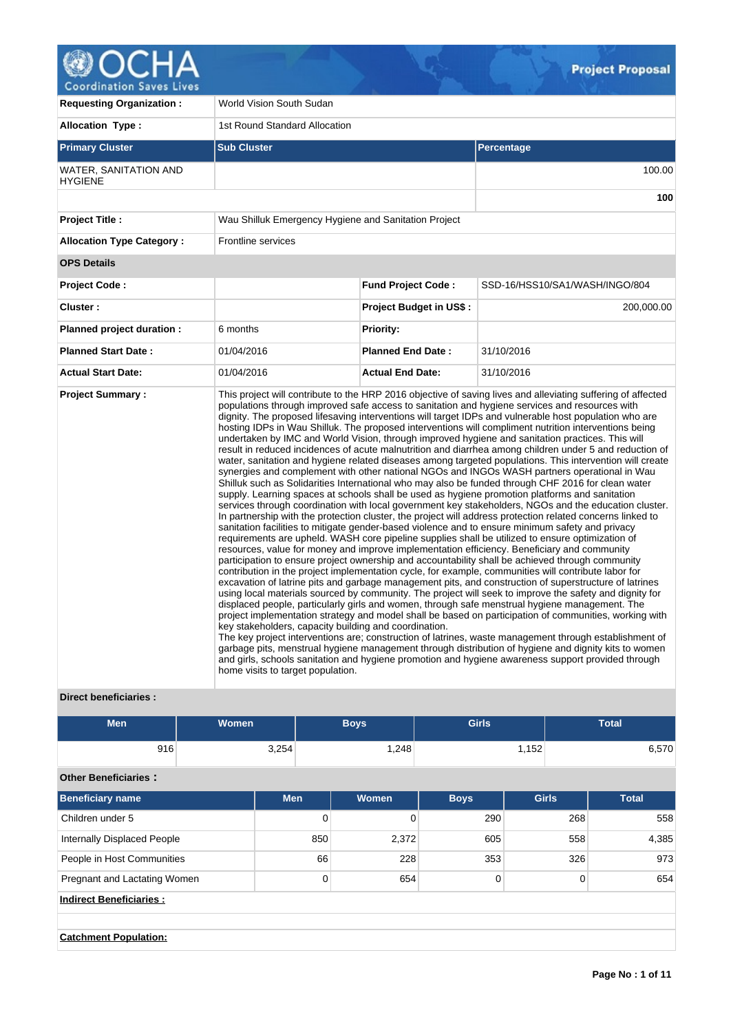# Project Proposal

| | |
|---|---|
| **Requesting Organization :** | World Vision South Sudan |
| **Allocation Type :** | 1st Round Standard Allocation |

| **Primary Cluster** | **Sub Cluster** | **Percentage** |
|---|---|---|
| WATER, SANITATION AND HYGIENE | | 100.00 |
| | | **100** |

| | |
|---|---|
| **Project Title :** | Wau Shilluk Emergency Hygiene and Sanitation Project |
| **Allocation Type Category :** | Frontline services |

**OPS Details**

| | | | |
|---|---|---|---|
| **Project Code :** | | **Fund Project Code :** | SSD-16/HSS10/SA1/WASH/INGO/804 |
| **Cluster :** | | **Project Budget in US$ :** | 200,000.00 |
| **Planned project duration :** | 6 months | **Priority:** | |
| **Planned Start Date :** | 01/04/2016 | **Planned End Date :** | 31/10/2016 |
| **Actual Start Date:** | 01/04/2016 | **Actual End Date:** | 31/10/2016 |

**Project Summary :**

This project will contribute to the HRP 2016 objective of saving lives and alleviating suffering of affected populations through improved safe access to sanitation and hygiene services and resources with dignity. The proposed lifesaving interventions will target IDPs and vulnerable host population who are hosting IDPs in Wau Shilluk. The proposed interventions will compliment nutrition interventions being undertaken by IMC and World Vision, through improved hygiene and sanitation practices. This will result in reduced incidences of acute malnutrition and diarrhea among children under 5 and reduction of water, sanitation and hygiene related diseases among targeted populations. This intervention will create synergies and complement with other national NGOs and INGOs WASH partners operational in Wau Shilluk such as Solidarities International who may also be funded through CHF 2016 for clean water supply. Learning spaces at schools shall be used as hygiene promotion platforms and sanitation services through coordination with local government key stakeholders, NGOs and the education cluster. In partnership with the protection cluster, the project will address protection related concerns linked to sanitation facilities to mitigate gender-based violence and to ensure minimum safety and privacy requirements are upheld. WASH core pipeline supplies shall be utilized to ensure optimization of resources, value for money and improve implementation efficiency. Beneficiary and community participation to ensure project ownership and accountability shall be achieved through community contribution in the project implementation cycle, for example, communities will contribute labor for excavation of latrine pits and garbage management pits, and construction of superstructure of latrines using local materials sourced by community. The project will seek to improve the safety and dignity for displaced people, particularly girls and women, through safe menstrual hygiene management. The project implementation strategy and model shall be based on participation of communities, working with key stakeholders, capacity building and coordination.
The key project interventions are; construction of latrines, waste management through establishment of garbage pits, menstrual hygiene management through distribution of hygiene and dignity kits to women and girls, schools sanitation and hygiene promotion and hygiene awareness support provided through home visits to target population.

**Direct beneficiaries :**

| Men | Women | Boys | Girls | Total |
|---|---|---|---|---|
| 916 | 3,254 | 1,248 | 1,152 | 6,570 |

**Other Beneficiaries :**

| Beneficiary name | Men | Women | Boys | Girls | Total |
|---|---|---|---|---|---|
| Children under 5 | 0 | 0 | 290 | 268 | 558 |
| Internally Displaced People | 850 | 2,372 | 605 | 558 | 4,385 |
| People in Host Communities | 66 | 228 | 353 | 326 | 973 |
| Pregnant and Lactating Women | 0 | 654 | 0 | 0 | 654 |

**Indirect Beneficiaries :**

**Catchment Population:**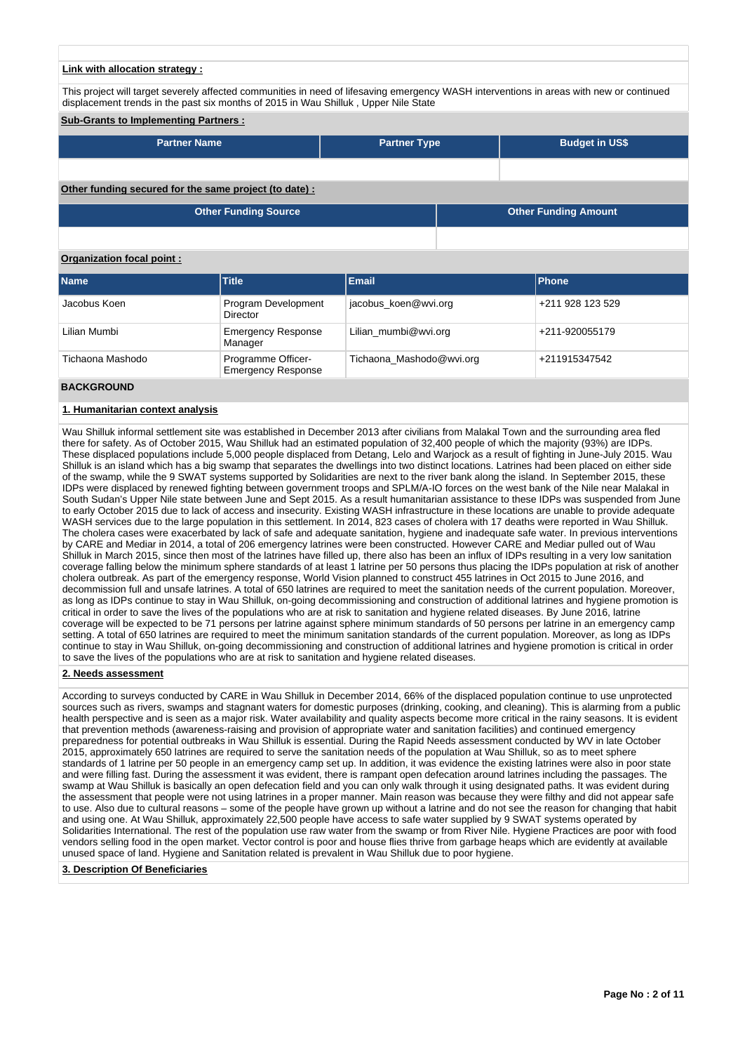**Link with allocation strategy :**

This project will target severely affected communities in need of lifesaving emergency WASH interventions in areas with new or continued displacement trends in the past six months of 2015 in Wau Shilluk , Upper Nile State

**Sub-Grants to Implementing Partners :**

| Partner Name | Partner Type | Budget in US$ |
|---|---|---|
| | | |

**Other funding secured for the same project (to date) :**

| Other Funding Source | Other Funding Amount |
|---|---|
| | |

**Organization focal point :**

| Name | Title | Email | Phone |
|---|---|---|---|
| Jacobus Koen | Program Development Director | jacobus_koen@wvi.org | +211 928 123 529 |
| Lilian Mumbi | Emergency Response Manager | Lilian_mumbi@wvi.org | +211-920055179 |
| Tichaona Mashodo | Programme Officer-Emergency Response | Tichaona_Mashodo@wvi.org | +211915347542 |

## BACKGROUND

### 1. Humanitarian context analysis

Wau Shilluk informal settlement site was established in December 2013 after civilians from Malakal Town and the surrounding area fled there for safety. As of October 2015, Wau Shilluk had an estimated population of 32,400 people of which the majority (93%) are IDPs. These displaced populations include 5,000 people displaced from Detang, Lelo and Warjock as a result of fighting in June-July 2015. Wau Shilluk is an island which has a big swamp that separates the dwellings into two distinct locations. Latrines had been placed on either side of the swamp, while the 9 SWAT systems supported by Solidarities are next to the river bank along the island. In September 2015, these IDPs were displaced by renewed fighting between government troops and SPLM/A-IO forces on the west bank of the Nile near Malakal in South Sudan's Upper Nile state between June and Sept 2015. As a result humanitarian assistance to these IDPs was suspended from June to early October 2015 due to lack of access and insecurity. Existing WASH infrastructure in these locations are unable to provide adequate WASH services due to the large population in this settlement. In 2014, 823 cases of cholera with 17 deaths were reported in Wau Shilluk. The cholera cases were exacerbated by lack of safe and adequate sanitation, hygiene and inadequate safe water. In previous interventions by CARE and Mediar in 2014, a total of 206 emergency latrines were been constructed. However CARE and Mediar pulled out of Wau Shilluk in March 2015, since then most of the latrines have filled up, there also has been an influx of IDPs resulting in a very low sanitation coverage falling below the minimum sphere standards of at least 1 latrine per 50 persons thus placing the IDPs population at risk of another cholera outbreak. As part of the emergency response, World Vision planned to construct 455 latrines in Oct 2015 to June 2016, and decommission full and unsafe latrines. A total of 650 latrines are required to meet the sanitation needs of the current population. Moreover, as long as IDPs continue to stay in Wau Shilluk, on-going decommissioning and construction of additional latrines and hygiene promotion is critical in order to save the lives of the populations who are at risk to sanitation and hygiene related diseases. By June 2016, latrine coverage will be expected to be 71 persons per latrine against sphere minimum standards of 50 persons per latrine in an emergency camp setting. A total of 650 latrines are required to meet the minimum sanitation standards of the current population. Moreover, as long as IDPs continue to stay in Wau Shilluk, on-going decommissioning and construction of additional latrines and hygiene promotion is critical in order to save the lives of the populations who are at risk to sanitation and hygiene related diseases.

### 2. Needs assessment

According to surveys conducted by CARE in Wau Shilluk in December 2014, 66% of the displaced population continue to use unprotected sources such as rivers, swamps and stagnant waters for domestic purposes (drinking, cooking, and cleaning). This is alarming from a public health perspective and is seen as a major risk. Water availability and quality aspects become more critical in the rainy seasons. It is evident that prevention methods (awareness-raising and provision of appropriate water and sanitation facilities) and continued emergency preparedness for potential outbreaks in Wau Shilluk is essential. During the Rapid Needs assessment conducted by WV in late October 2015, approximately 650 latrines are required to serve the sanitation needs of the population at Wau Shilluk, so as to meet sphere standards of 1 latrine per 50 people in an emergency camp set up. In addition, it was evidence the existing latrines were also in poor state and were filling fast. During the assessment it was evident, there is rampant open defecation around latrines including the passages. The swamp at Wau Shilluk is basically an open defecation field and you can only walk through it using designated paths. It was evident during the assessment that people were not using latrines in a proper manner. Main reason was because they were filthy and did not appear safe to use. Also due to cultural reasons – some of the people have grown up without a latrine and do not see the reason for changing that habit and using one. At Wau Shilluk, approximately 22,500 people have access to safe water supplied by 9 SWAT systems operated by Solidarities International. The rest of the population use raw water from the swamp or from River Nile. Hygiene Practices are poor with food vendors selling food in the open market. Vector control is poor and house flies thrive from garbage heaps which are evidently at available unused space of land. Hygiene and Sanitation related is prevalent in Wau Shilluk due to poor hygiene.

### 3. Description Of Beneficiaries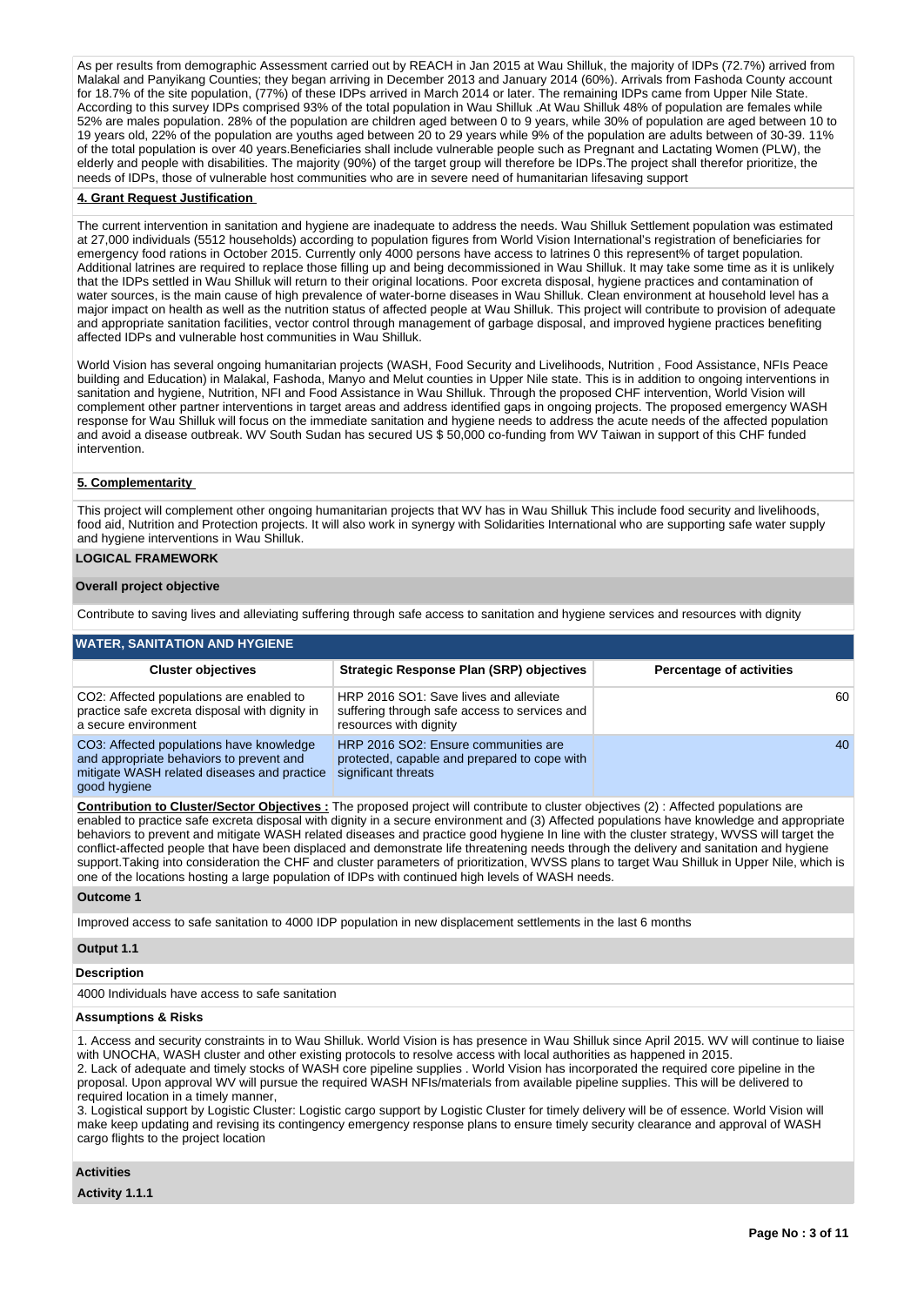As per results from demographic Assessment carried out by REACH in Jan 2015 at Wau Shilluk, the majority of IDPs (72.7%) arrived from Malakal and Panyikang Counties; they began arriving in December 2013 and January 2014 (60%). Arrivals from Fashoda County account for 18.7% of the site population, (77%) of these IDPs arrived in March 2014 or later. The remaining IDPs came from Upper Nile State. According to this survey IDPs comprised 93% of the total population in Wau Shilluk .At Wau Shilluk 48% of population are females while 52% are males population. 28% of the population are children aged between 0 to 9 years, while 30% of population are aged between 10 to 19 years old, 22% of the population are youths aged between 20 to 29 years while 9% of the population are adults between of 30-39. 11% of the total population is over 40 years.Beneficiaries shall include vulnerable people such as Pregnant and Lactating Women (PLW), the elderly and people with disabilities. The majority (90%) of the target group will therefore be IDPs.The project shall therefor prioritize, the needs of IDPs, those of vulnerable host communities who are in severe need of humanitarian lifesaving support

**4. Grant Request Justification**

The current intervention in sanitation and hygiene are inadequate to address the needs. Wau Shilluk Settlement population was estimated at 27,000 individuals (5512 households) according to population figures from World Vision International's registration of beneficiaries for emergency food rations in October 2015. Currently only 4000 persons have access to latrines 0 this represent% of target population. Additional latrines are required to replace those filling up and being decommissioned in Wau Shilluk. It may take some time as it is unlikely that the IDPs settled in Wau Shilluk will return to their original locations. Poor excreta disposal, hygiene practices and contamination of water sources, is the main cause of high prevalence of water-borne diseases in Wau Shilluk. Clean environment at household level has a major impact on health as well as the nutrition status of affected people at Wau Shilluk. This project will contribute to provision of adequate and appropriate sanitation facilities, vector control through management of garbage disposal, and improved hygiene practices benefiting affected IDPs and vulnerable host communities in Wau Shilluk.

World Vision has several ongoing humanitarian projects (WASH, Food Security and Livelihoods, Nutrition , Food Assistance, NFIs Peace building and Education) in Malakal, Fashoda, Manyo and Melut counties in Upper Nile state. This is in addition to ongoing interventions in sanitation and hygiene, Nutrition, NFI and Food Assistance in Wau Shilluk. Through the proposed CHF intervention, World Vision will complement other partner interventions in target areas and address identified gaps in ongoing projects. The proposed emergency WASH response for Wau Shilluk will focus on the immediate sanitation and hygiene needs to address the acute needs of the affected population and avoid a disease outbreak. WV South Sudan has secured US $ 50,000 co-funding from WV Taiwan in support of this CHF funded intervention.

**5. Complementarity**

This project will complement other ongoing humanitarian projects that WV has in Wau Shilluk This include food security and livelihoods, food aid, Nutrition and Protection projects. It will also work in synergy with Solidarities International who are supporting safe water supply and hygiene interventions in Wau Shilluk.

**LOGICAL FRAMEWORK**

**Overall project objective**

Contribute to saving lives and alleviating suffering through safe access to sanitation and hygiene services and resources with dignity

**WATER, SANITATION AND HYGIENE**

| Cluster objectives | Strategic Response Plan (SRP) objectives | Percentage of activities |
|---|---|---|
| CO2: Affected populations are enabled to practice safe excreta disposal with dignity in a secure environment | HRP 2016 SO1: Save lives and alleviate suffering through safe access to services and resources with dignity | 60 |
| CO3: Affected populations have knowledge and appropriate behaviors to prevent and mitigate WASH related diseases and practice good hygiene | HRP 2016 SO2: Ensure communities are protected, capable and prepared to cope with significant threats | 40 |

**Contribution to Cluster/Sector Objectives :** The proposed project will contribute to cluster objectives (2) : Affected populations are enabled to practice safe excreta disposal with dignity in a secure environment and (3) Affected populations have knowledge and appropriate behaviors to prevent and mitigate WASH related diseases and practice good hygiene In line with the cluster strategy, WVSS will target the conflict-affected people that have been displaced and demonstrate life threatening needs through the delivery and sanitation and hygiene support.Taking into consideration the CHF and cluster parameters of prioritization, WVSS plans to target Wau Shilluk in Upper Nile, which is one of the locations hosting a large population of IDPs with continued high levels of WASH needs.

**Outcome 1**

Improved access to safe sanitation to 4000 IDP population in new displacement settlements in the last 6 months

**Output 1.1**

**Description**

4000 Individuals have access to safe sanitation

**Assumptions & Risks**

1. Access and security constraints in to Wau Shilluk. World Vision is has presence in Wau Shilluk since April 2015. WV will continue to liaise with UNOCHA, WASH cluster and other existing protocols to resolve access with local authorities as happened in 2015.
2. Lack of adequate and timely stocks of WASH core pipeline supplies . World Vision has incorporated the required core pipeline in the proposal. Upon approval WV will pursue the required WASH NFIs/materials from available pipeline supplies. This will be delivered to required location in a timely manner,
3. Logistical support by Logistic Cluster: Logistic cargo support by Logistic Cluster for timely delivery will be of essence. World Vision will make keep updating and revising its contingency emergency response plans to ensure timely security clearance and approval of WASH cargo flights to the project location

**Activities**

**Activity 1.1.1**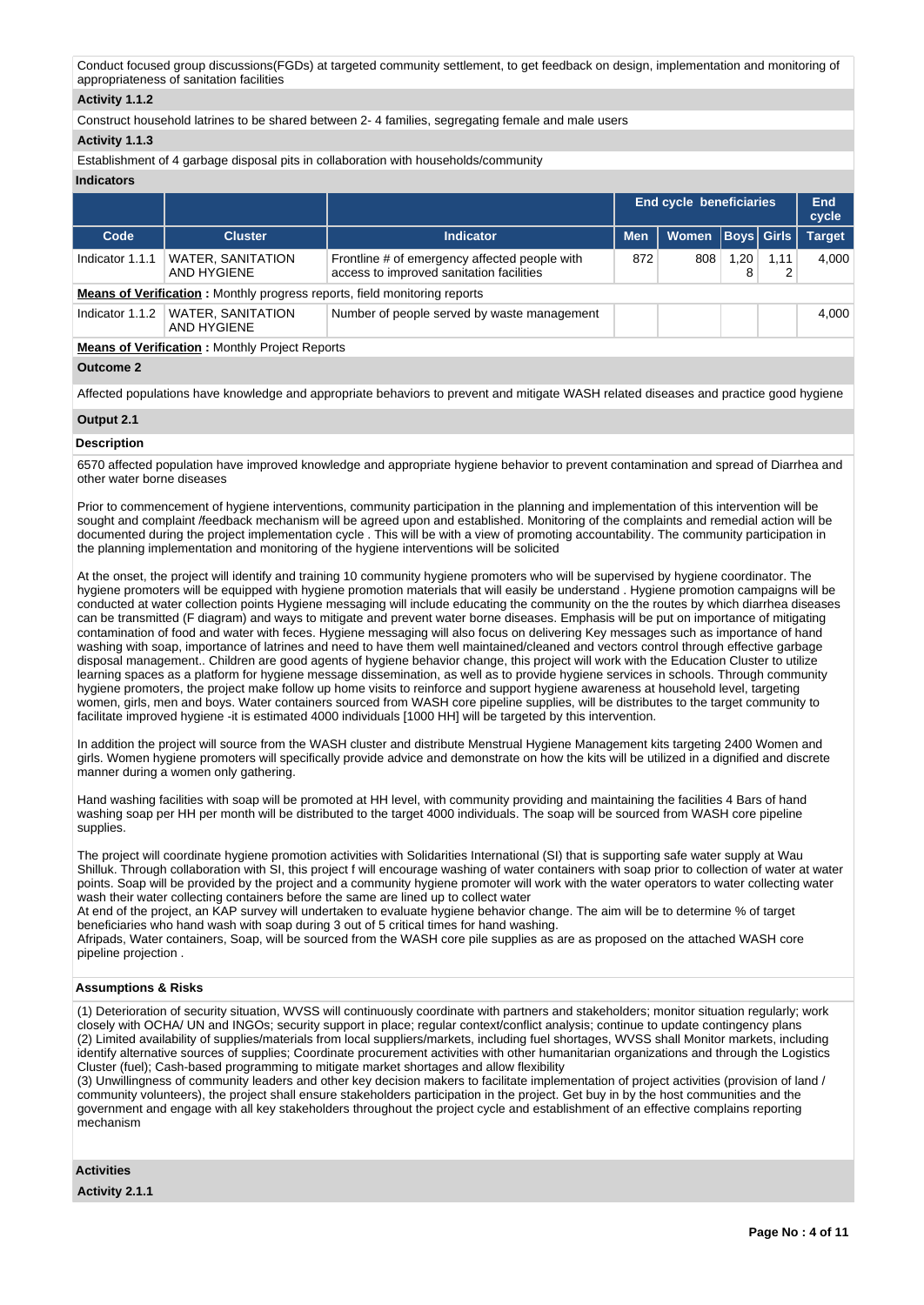Conduct focused group discussions(FGDs) at targeted community settlement, to get feedback on design, implementation and monitoring of appropriateness of sanitation facilities

**Activity 1.1.2**

Construct household latrines to be shared between 2- 4 families, segregating female and male users

**Activity 1.1.3**

Establishment of 4 garbage disposal pits in collaboration with households/community

**Indicators**

| | | | End cycle beneficiaries | | | | End cycle |
|---|---|---|---|---|---|---|---|
| **Code** | **Cluster** | **Indicator** | **Men** | **Women** | **Boys** | **Girls** | **Target** |
| Indicator 1.1.1 | WATER, SANITATION AND HYGIENE | Frontline # of emergency affected people with access to improved sanitation facilities | 872 | 808 | 1,208 | 1,112 | 4,000 |
| **Means of Verification :** Monthly progress reports, field monitoring reports | | | | | | | |
| Indicator 1.1.2 | WATER, SANITATION AND HYGIENE | Number of people served by waste management | | | | | 4,000 |
| **Means of Verification :** Monthly Project Reports | | | | | | | |

**Outcome 2**

Affected populations have knowledge and appropriate behaviors to prevent and mitigate WASH related diseases and practice good hygiene

**Output 2.1**

**Description**

6570 affected population have improved knowledge and appropriate hygiene behavior to prevent contamination and spread of Diarrhea and other water borne diseases

Prior to commencement of hygiene interventions, community participation in the planning and implementation of this intervention will be sought and complaint /feedback mechanism will be agreed upon and established. Monitoring of the complaints and remedial action will be documented during the project implementation cycle . This will be with a view of promoting accountability. The community participation in the planning implementation and monitoring of the hygiene interventions will be solicited

At the onset, the project will identify and training 10 community hygiene promoters who will be supervised by hygiene coordinator. The hygiene promoters will be equipped with hygiene promotion materials that will easily be understand . Hygiene promotion campaigns will be conducted at water collection points Hygiene messaging will include educating the community on the the routes by which diarrhea diseases can be transmitted (F diagram) and ways to mitigate and prevent water borne diseases. Emphasis will be put on importance of mitigating contamination of food and water with feces. Hygiene messaging will also focus on delivering Key messages such as importance of hand washing with soap, importance of latrines and need to have them well maintained/cleaned and vectors control through effective garbage disposal management.. Children are good agents of hygiene behavior change, this project will work with the Education Cluster to utilize learning spaces as a platform for hygiene message dissemination, as well as to provide hygiene services in schools. Through community hygiene promoters, the project make follow up home visits to reinforce and support hygiene awareness at household level, targeting women, girls, men and boys. Water containers sourced from WASH core pipeline supplies, will be distributes to the target community to facilitate improved hygiene -it is estimated 4000 individuals [1000 HH] will be targeted by this intervention.

In addition the project will source from the WASH cluster and distribute Menstrual Hygiene Management kits targeting 2400 Women and girls. Women hygiene promoters will specifically provide advice and demonstrate on how the kits will be utilized in a dignified and discrete manner during a women only gathering.

Hand washing facilities with soap will be promoted at HH level, with community providing and maintaining the facilities 4 Bars of hand washing soap per HH per month will be distributed to the target 4000 individuals. The soap will be sourced from WASH core pipeline supplies.

The project will coordinate hygiene promotion activities with Solidarities International (SI) that is supporting safe water supply at Wau Shilluk. Through collaboration with SI, this project f will encourage washing of water containers with soap prior to collection of water at water points. Soap will be provided by the project and a community hygiene promoter will work with the water operators to water collecting water wash their water collecting containers before the same are lined up to collect water
At end of the project, an KAP survey will undertaken to evaluate hygiene behavior change. The aim will be to determine % of target beneficiaries who hand wash with soap during 3 out of 5 critical times for hand washing.
Afripads, Water containers, Soap, will be sourced from the WASH core pile supplies as are as proposed on the attached WASH core pipeline projection .

**Assumptions & Risks**

(1) Deterioration of security situation, WVSS will continuously coordinate with partners and stakeholders; monitor situation regularly; work closely with OCHA/ UN and INGOs; security support in place; regular context/conflict analysis; continue to update contingency plans
(2) Limited availability of supplies/materials from local suppliers/markets, including fuel shortages, WVSS shall Monitor markets, including identify alternative sources of supplies; Coordinate procurement activities with other humanitarian organizations and through the Logistics Cluster (fuel); Cash-based programming to mitigate market shortages and allow flexibility
(3) Unwillingness of community leaders and other key decision makers to facilitate implementation of project activities (provision of land / community volunteers), the project shall ensure stakeholders participation in the project. Get buy in by the host communities and the government and engage with all key stakeholders throughout the project cycle and establishment of an effective complains reporting mechanism

**Activities**

**Activity 2.1.1**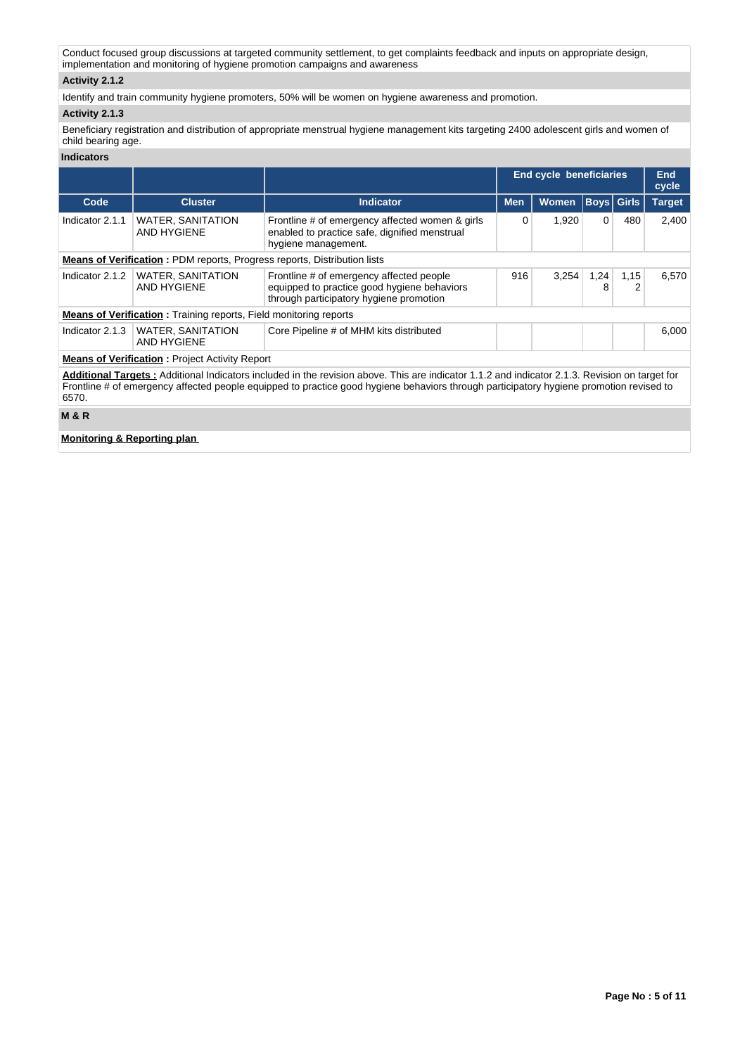Conduct focused group discussions at targeted community settlement, to get complaints feedback and inputs on appropriate design, implementation and monitoring of hygiene promotion campaigns and awareness

### Activity 2.1.2

Identify and train community hygiene promoters, 50% will be women on hygiene awareness and promotion.

### Activity 2.1.3

Beneficiary registration and distribution of appropriate menstrual hygiene management kits targeting 2400 adolescent girls and women of child bearing age.

### Indicators

| | | | End cycle beneficiaries | | | | End cycle |
|---|---|---|---|---|---|---|---|
| **Code** | **Cluster** | **Indicator** | **Men** | **Women** | **Boys** | **Girls** | **Target** |
| Indicator 2.1.1 | WATER, SANITATION AND HYGIENE | Frontline # of emergency affected women & girls enabled to practice safe, dignified menstrual hygiene management. | 0 | 1,920 | 0 | 480 | 2,400 |
| **Means of Verification** : PDM reports, Progress reports, Distribution lists | | | | | | | |
| Indicator 2.1.2 | WATER, SANITATION AND HYGIENE | Frontline # of emergency affected people equipped to practice good hygiene behaviors through participatory hygiene promotion | 916 | 3,254 | 1,248 | 1,152 | 6,570 |
| **Means of Verification** : Training reports, Field monitoring reports | | | | | | | |
| Indicator 2.1.3 | WATER, SANITATION AND HYGIENE | Core Pipeline # of MHM kits distributed | | | | | 6,000 |
| **Means of Verification** : Project Activity Report | | | | | | | |

**Additional Targets :** Additional Indicators included in the revision above. This are indicator 1.1.2 and indicator 2.1.3. Revision on target for Frontline # of emergency affected people equipped to practice good hygiene behaviors through participatory hygiene promotion revised to 6570.

### M & R

**Monitoring & Reporting plan**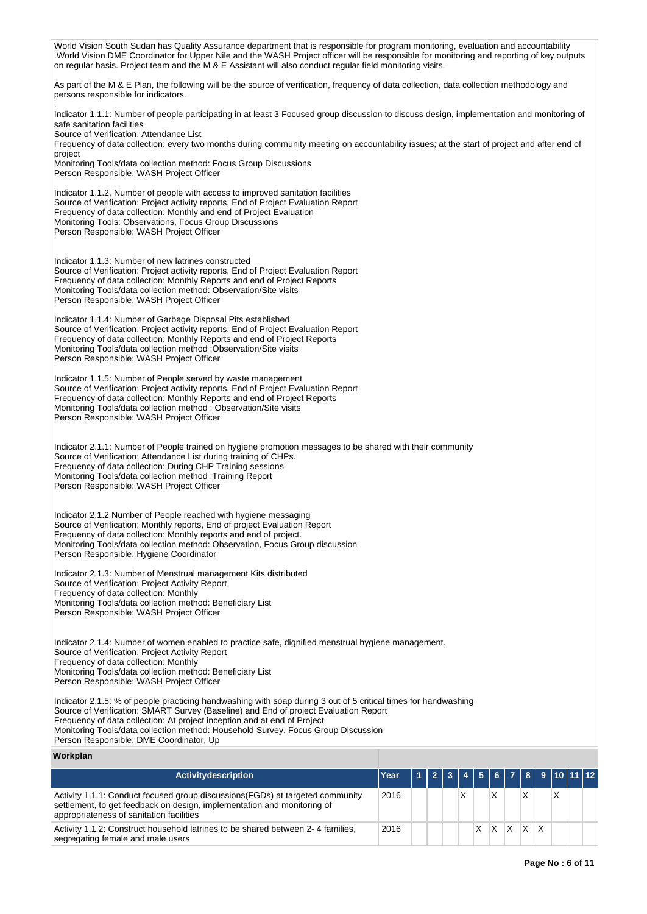World Vision South Sudan has Quality Assurance department that is responsible for program monitoring, evaluation and accountability .World Vision DME Coordinator for Upper Nile and the WASH Project officer will be responsible for monitoring and reporting of key outputs on regular basis. Project team and the M & E Assistant will also conduct regular field monitoring visits.

As part of the M & E Plan, the following will be the source of verification, frequency of data collection, data collection methodology and persons responsible for indicators.

.

Indicator 1.1.1: Number of people participating in at least 3 Focused group discussion to discuss design, implementation and monitoring of safe sanitation facilities
Source of Verification: Attendance List
Frequency of data collection: every two months during community meeting on accountability issues; at the start of project and after end of project
Monitoring Tools/data collection method: Focus Group Discussions
Person Responsible: WASH Project Officer

Indicator 1.1.2, Number of people with access to improved sanitation facilities
Source of Verification: Project activity reports, End of Project Evaluation Report
Frequency of data collection: Monthly and end of Project Evaluation
Monitoring Tools: Observations, Focus Group Discussions
Person Responsible: WASH Project Officer

Indicator 1.1.3: Number of new latrines constructed
Source of Verification: Project activity reports, End of Project Evaluation Report
Frequency of data collection: Monthly Reports and end of Project Reports
Monitoring Tools/data collection method: Observation/Site visits
Person Responsible: WASH Project Officer

Indicator 1.1.4: Number of Garbage Disposal Pits established
Source of Verification: Project activity reports, End of Project Evaluation Report
Frequency of data collection: Monthly Reports and end of Project Reports
Monitoring Tools/data collection method :Observation/Site visits
Person Responsible: WASH Project Officer

Indicator 1.1.5: Number of People served by waste management
Source of Verification: Project activity reports, End of Project Evaluation Report
Frequency of data collection: Monthly Reports and end of Project Reports
Monitoring Tools/data collection method : Observation/Site visits
Person Responsible: WASH Project Officer

Indicator 2.1.1: Number of People trained on hygiene promotion messages to be shared with their community
Source of Verification: Attendance List during training of CHPs.
Frequency of data collection: During CHP Training sessions
Monitoring Tools/data collection method :Training Report
Person Responsible: WASH Project Officer

Indicator 2.1.2 Number of People reached with hygiene messaging
Source of Verification: Monthly reports, End of project Evaluation Report
Frequency of data collection: Monthly reports and end of project.
Monitoring Tools/data collection method: Observation, Focus Group discussion
Person Responsible: Hygiene Coordinator

Indicator 2.1.3: Number of Menstrual management Kits distributed
Source of Verification: Project Activity Report
Frequency of data collection: Monthly
Monitoring Tools/data collection method: Beneficiary List
Person Responsible: WASH Project Officer

Indicator 2.1.4: Number of women enabled to practice safe, dignified menstrual hygiene management.
Source of Verification: Project Activity Report
Frequency of data collection: Monthly
Monitoring Tools/data collection method: Beneficiary List
Person Responsible: WASH Project Officer

Indicator 2.1.5: % of people practicing handwashing with soap during 3 out of 5 critical times for handwashing
Source of Verification: SMART Survey (Baseline) and End of project Evaluation Report
Frequency of data collection: At project inception and at end of Project
Monitoring Tools/data collection method: Household Survey, Focus Group Discussion
Person Responsible: DME Coordinator, Up

**Workplan**

| Activitydescription | Year | 1 | 2 | 3 | 4 | 5 | 6 | 7 | 8 | 9 | 10 | 11 | 12 |
|---|---|---|---|---|---|---|---|---|---|---|---|---|---|
| Activity 1.1.1: Conduct focused group discussions(FGDs) at targeted community settlement, to get feedback on design, implementation and monitoring of appropriateness of sanitation facilities | 2016 | | | | X | | X | | X | | X | | |
| Activity 1.1.2: Construct household latrines to be shared between 2- 4 families, segregating female and male users | 2016 | | | | | X | X | X | X | X | | | |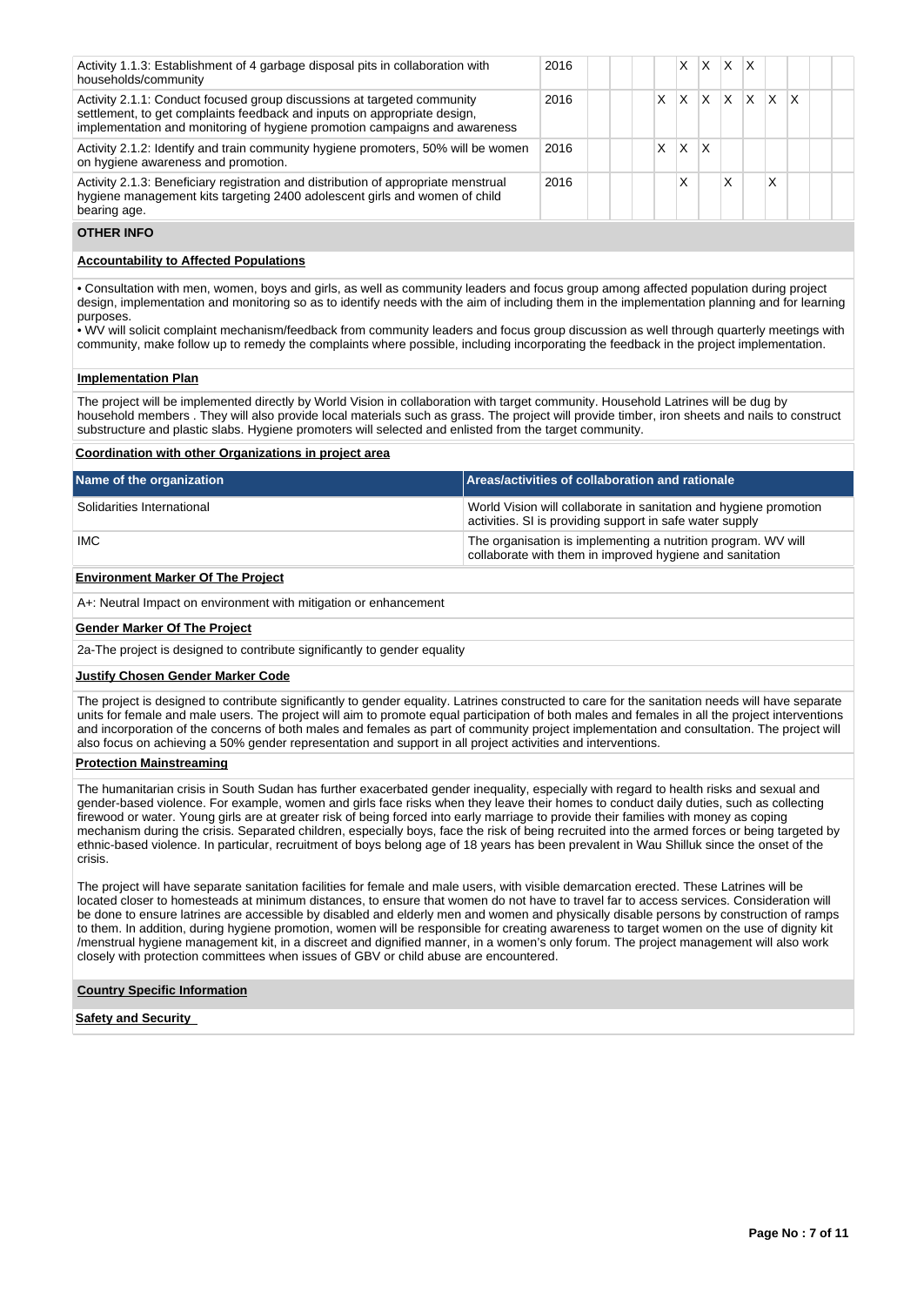| | | | | | | | | | | | | | |
|---|---|---|---|---|---|---|---|---|---|---|---|---|---|
| Activity 1.1.3: Establishment of 4 garbage disposal pits in collaboration with households/community | 2016 | | | | | X | X | X | X | | | | |
| Activity 2.1.1: Conduct focused group discussions at targeted community settlement, to get complaints feedback and inputs on appropriate design, implementation and monitoring of hygiene promotion campaigns and awareness | 2016 | | | | X | X | X | X | X | X | X | | |
| Activity 2.1.2: Identify and train community hygiene promoters, 50% will be women on hygiene awareness and promotion. | 2016 | | | | X | X | X | | | | | | |
| Activity 2.1.3: Beneficiary registration and distribution of appropriate menstrual hygiene management kits targeting 2400 adolescent girls and women of child bearing age. | 2016 | | | | | X | | X | | X | | | |

**OTHER INFO**

**Accountability to Affected Populations**

• Consultation with men, women, boys and girls, as well as community leaders and focus group among affected population during project design, implementation and monitoring so as to identify needs with the aim of including them in the implementation planning and for learning purposes.
• WV will solicit complaint mechanism/feedback from community leaders and focus group discussion as well through quarterly meetings with community, make follow up to remedy the complaints where possible, including incorporating the feedback in the project implementation.

**Implementation Plan**

The project will be implemented directly by World Vision in collaboration with target community. Household Latrines will be dug by household members . They will also provide local materials such as grass. The project will provide timber, iron sheets and nails to construct substructure and plastic slabs. Hygiene promoters will selected and enlisted from the target community.

**Coordination with other Organizations in project area**

| Name of the organization | Areas/activities of collaboration and rationale |
|---|---|
| Solidarities International | World Vision will collaborate in sanitation and hygiene promotion activities. SI is providing support in safe water supply |
| IMC | The organisation is implementing a nutrition program. WV will collaborate with them in improved hygiene and sanitation |

**Environment Marker Of The Project**

A+: Neutral Impact on environment with mitigation or enhancement

**Gender Marker Of The Project**

2a-The project is designed to contribute significantly to gender equality

**Justify Chosen Gender Marker Code**

The project is designed to contribute significantly to gender equality. Latrines constructed to care for the sanitation needs will have separate units for female and male users. The project will aim to promote equal participation of both males and females in all the project interventions and incorporation of the concerns of both males and females as part of community project implementation and consultation. The project will also focus on achieving a 50% gender representation and support in all project activities and interventions.

**Protection Mainstreaming**

The humanitarian crisis in South Sudan has further exacerbated gender inequality, especially with regard to health risks and sexual and gender-based violence. For example, women and girls face risks when they leave their homes to conduct daily duties, such as collecting firewood or water. Young girls are at greater risk of being forced into early marriage to provide their families with money as coping mechanism during the crisis. Separated children, especially boys, face the risk of being recruited into the armed forces or being targeted by ethnic-based violence. In particular, recruitment of boys belong age of 18 years has been prevalent in Wau Shilluk since the onset of the crisis.

The project will have separate sanitation facilities for female and male users, with visible demarcation erected. These Latrines will be located closer to homesteads at minimum distances, to ensure that women do not have to travel far to access services. Consideration will be done to ensure latrines are accessible by disabled and elderly men and women and physically disable persons by construction of ramps to them. In addition, during hygiene promotion, women will be responsible for creating awareness to target women on the use of dignity kit /menstrual hygiene management kit, in a discreet and dignified manner, in a women's only forum. The project management will also work closely with protection committees when issues of GBV or child abuse are encountered.

**Country Specific Information**

**Safety and Security**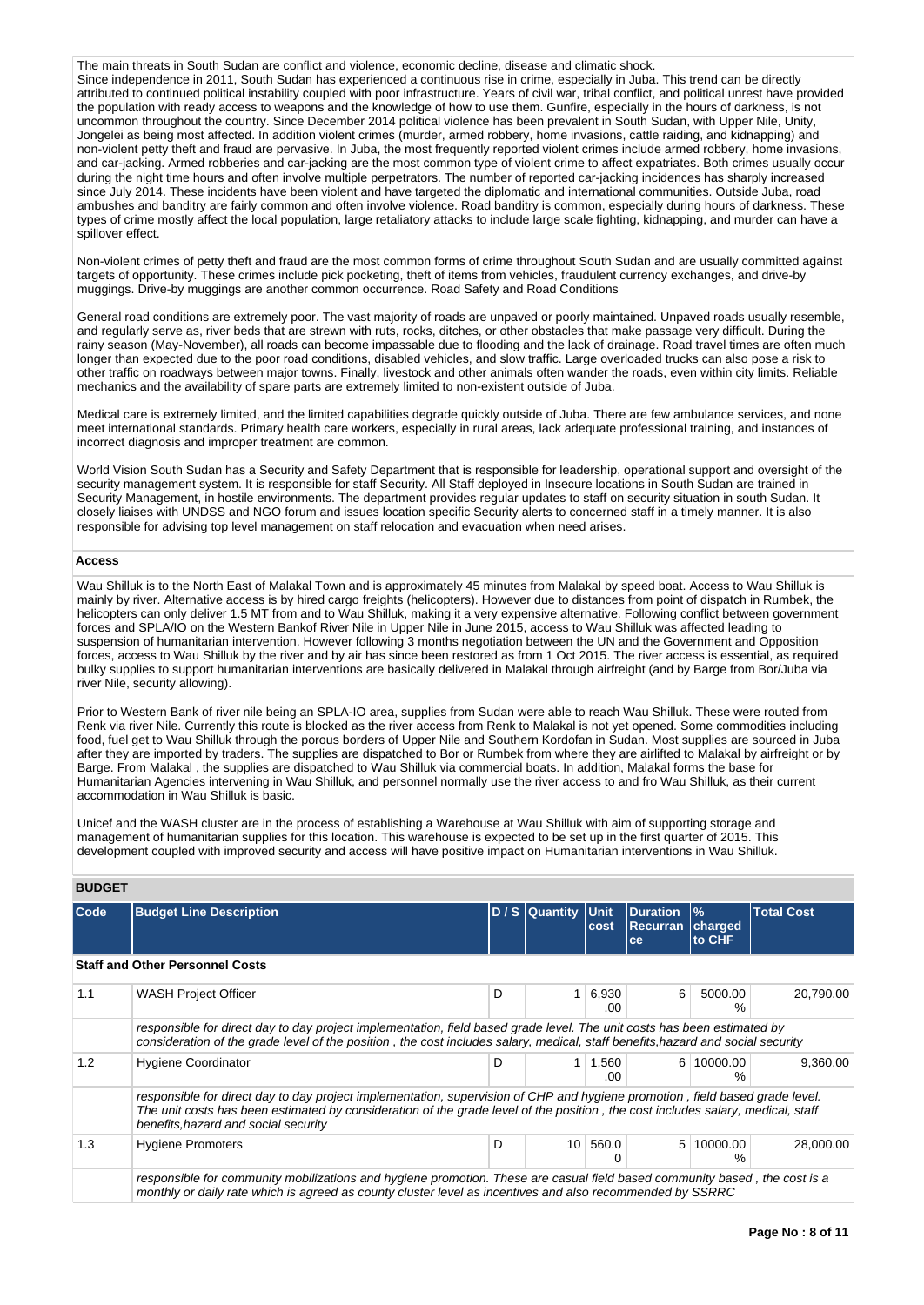The main threats in South Sudan are conflict and violence, economic decline, disease and climatic shock.
Since independence in 2011, South Sudan has experienced a continuous rise in crime, especially in Juba. This trend can be directly attributed to continued political instability coupled with poor infrastructure. Years of civil war, tribal conflict, and political unrest have provided the population with ready access to weapons and the knowledge of how to use them. Gunfire, especially in the hours of darkness, is not uncommon throughout the country. Since December 2014 political violence has been prevalent in South Sudan, with Upper Nile, Unity, Jongelei as being most affected. In addition violent crimes (murder, armed robbery, home invasions, cattle raiding, and kidnapping) and non-violent petty theft and fraud are pervasive. In Juba, the most frequently reported violent crimes include armed robbery, home invasions, and car-jacking. Armed robberies and car-jacking are the most common type of violent crime to affect expatriates. Both crimes usually occur during the night time hours and often involve multiple perpetrators. The number of reported car-jacking incidences has sharply increased since July 2014. These incidents have been violent and have targeted the diplomatic and international communities. Outside Juba, road ambushes and banditry are fairly common and often involve violence. Road banditry is common, especially during hours of darkness. These types of crime mostly affect the local population, large retaliatory attacks to include large scale fighting, kidnapping, and murder can have a spillover effect.

Non-violent crimes of petty theft and fraud are the most common forms of crime throughout South Sudan and are usually committed against targets of opportunity. These crimes include pick pocketing, theft of items from vehicles, fraudulent currency exchanges, and drive-by muggings. Drive-by muggings are another common occurrence. Road Safety and Road Conditions

General road conditions are extremely poor. The vast majority of roads are unpaved or poorly maintained. Unpaved roads usually resemble, and regularly serve as, river beds that are strewn with ruts, rocks, ditches, or other obstacles that make passage very difficult. During the rainy season (May-November), all roads can become impassable due to flooding and the lack of drainage. Road travel times are often much longer than expected due to the poor road conditions, disabled vehicles, and slow traffic. Large overloaded trucks can also pose a risk to other traffic on roadways between major towns. Finally, livestock and other animals often wander the roads, even within city limits. Reliable mechanics and the availability of spare parts are extremely limited to non-existent outside of Juba.

Medical care is extremely limited, and the limited capabilities degrade quickly outside of Juba. There are few ambulance services, and none meet international standards. Primary health care workers, especially in rural areas, lack adequate professional training, and instances of incorrect diagnosis and improper treatment are common.

World Vision South Sudan has a Security and Safety Department that is responsible for leadership, operational support and oversight of the security management system. It is responsible for staff Security. All Staff deployed in Insecure locations in South Sudan are trained in Security Management, in hostile environments. The department provides regular updates to staff on security situation in south Sudan. It closely liaises with UNDSS and NGO forum and issues location specific Security alerts to concerned staff in a timely manner. It is also responsible for advising top level management on staff relocation and evacuation when need arises.

**Access**

Wau Shilluk is to the North East of Malakal Town and is approximately 45 minutes from Malakal by speed boat. Access to Wau Shilluk is mainly by river. Alternative access is by hired cargo freights (helicopters). However due to distances from point of dispatch in Rumbek, the helicopters can only deliver 1.5 MT from and to Wau Shilluk, making it a very expensive alternative. Following conflict between government forces and SPLA/IO on the Western Bankof River Nile in Upper Nile in June 2015, access to Wau Shilluk was affected leading to suspension of humanitarian intervention. However following 3 months negotiation between the UN and the Government and Opposition forces, access to Wau Shilluk by the river and by air has since been restored as from 1 Oct 2015. The river access is essential, as required bulky supplies to support humanitarian interventions are basically delivered in Malakal through airfreight (and by Barge from Bor/Juba via river Nile, security allowing).

Prior to Western Bank of river nile being an SPLA-IO area, supplies from Sudan were able to reach Wau Shilluk. These were routed from Renk via river Nile. Currently this route is blocked as the river access from Renk to Malakal is not yet opened. Some commodities including food, fuel get to Wau Shilluk through the porous borders of Upper Nile and Southern Kordofan in Sudan. Most supplies are sourced in Juba after they are imported by traders. The supplies are dispatched to Bor or Rumbek from where they are airlifted to Malakal by airfreight or by Barge. From Malakal , the supplies are dispatched to Wau Shilluk via commercial boats. In addition, Malakal forms the base for Humanitarian Agencies intervening in Wau Shilluk, and personnel normally use the river access to and fro Wau Shilluk, as their current accommodation in Wau Shilluk is basic.

Unicef and the WASH cluster are in the process of establishing a Warehouse at Wau Shilluk with aim of supporting storage and management of humanitarian supplies for this location. This warehouse is expected to be set up in the first quarter of 2015. This development coupled with improved security and access will have positive impact on Humanitarian interventions in Wau Shilluk.

## BUDGET

| Code | Budget Line Description | D / S | Quantity | Unit cost | Duration Recurrance | % charged to CHF | Total Cost |
|---|---|---|---|---|---|---|---|
| **Staff and Other Personnel Costs** | | | | | | | |
| 1.1 | WASH Project Officer | D | 1 | 6,930.00 | 6 | 5000.00 % | 20,790.00 |
| | *responsible for direct day to day project implementation, field based grade level. The unit costs has been estimated by consideration of the grade level of the position , the cost includes salary, medical, staff benefits,hazard and social security* | | | | | | |
| 1.2 | Hygiene Coordinator | D | 1 | 1,560.00 | 6 | 10000.00 % | 9,360.00 |
| | *responsible for direct day to day project implementation, supervision of CHP and hygiene promotion , field based grade level. The unit costs has been estimated by consideration of the grade level of the position , the cost includes salary, medical, staff benefits,hazard and social security* | | | | | | |
| 1.3 | Hygiene Promoters | D | 10 | 560.00 | 5 | 10000.00 % | 28,000.00 |
| | *responsible for community mobilizations and hygiene promotion. These are casual field based community based , the cost is a monthly or daily rate which is agreed as county cluster level as incentives and also recommended by SSRRC* | | | | | | |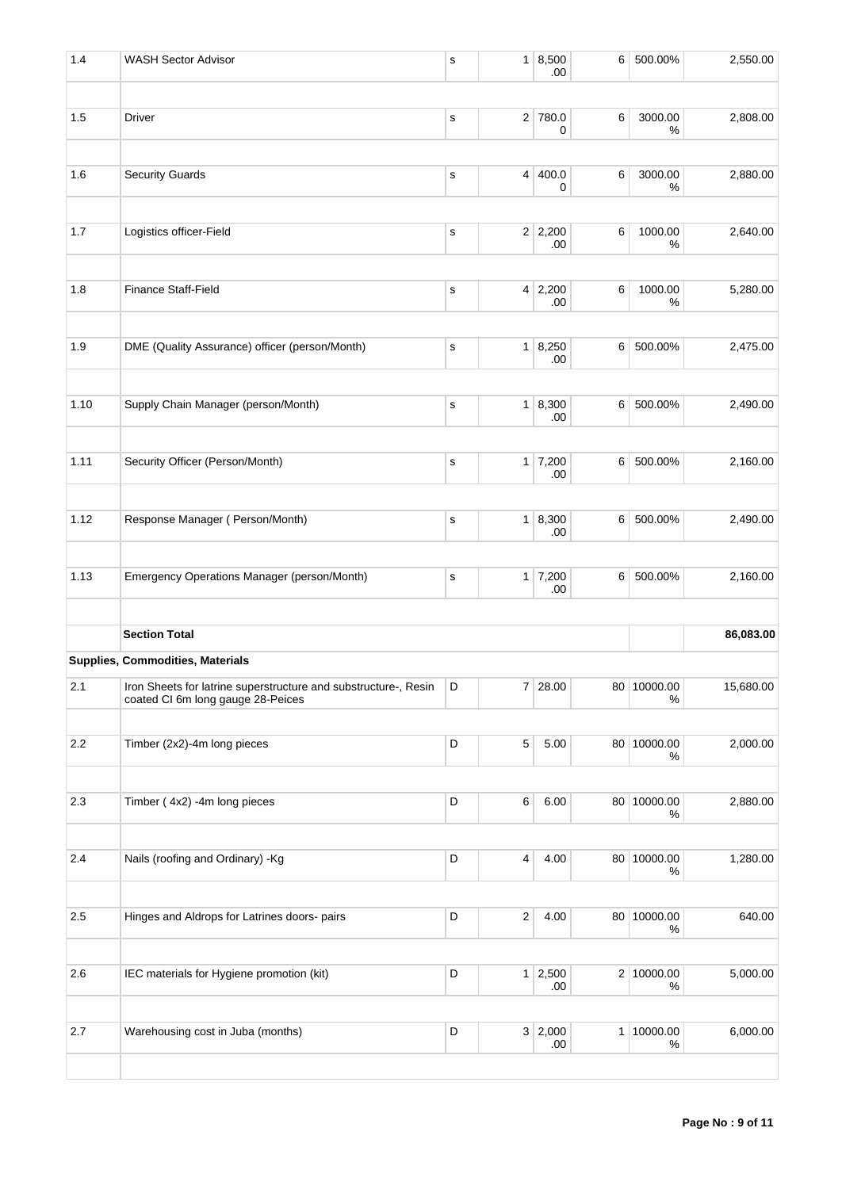| | | | | | | | |
|---|---|---|---|---|---|---|---|
| 1.4 | WASH Sector Advisor | S | 1 | 8,500.00 | 6 | 500.00% | 2,550.00 |
| | | | | | | | |
| 1.5 | Driver | S | 2 | 780.00 | 6 | 3000.00% | 2,808.00 |
| | | | | | | | |
| 1.6 | Security Guards | S | 4 | 400.00 | 6 | 3000.00% | 2,880.00 |
| | | | | | | | |
| 1.7 | Logistics officer-Field | S | 2 | 2,200.00 | 6 | 1000.00% | 2,640.00 |
| | | | | | | | |
| 1.8 | Finance Staff-Field | S | 4 | 2,200.00 | 6 | 1000.00% | 5,280.00 |
| | | | | | | | |
| 1.9 | DME (Quality Assurance) officer (person/Month) | S | 1 | 8,250.00 | 6 | 500.00% | 2,475.00 |
| | | | | | | | |
| 1.10 | Supply Chain Manager (person/Month) | S | 1 | 8,300.00 | 6 | 500.00% | 2,490.00 |
| | | | | | | | |
| 1.11 | Security Officer (Person/Month) | S | 1 | 7,200.00 | 6 | 500.00% | 2,160.00 |
| | | | | | | | |
| 1.12 | Response Manager ( Person/Month) | S | 1 | 8,300.00 | 6 | 500.00% | 2,490.00 |
| | | | | | | | |
| 1.13 | Emergency Operations Manager (person/Month) | S | 1 | 7,200.00 | 6 | 500.00% | 2,160.00 |
| | | | | | | | |
| | **Section Total** | | | | | | **86,083.00** |
| **Supplies, Commodities, Materials** | | | | | | | |
| 2.1 | Iron Sheets for latrine superstructure and substructure-, Resin coated CI 6m long gauge 28-Peices | D | 7 | 28.00 | 80 | 10000.00% | 15,680.00 |
| | | | | | | | |
| 2.2 | Timber (2x2)-4m long pieces | D | 5 | 5.00 | 80 | 10000.00% | 2,000.00 |
| | | | | | | | |
| 2.3 | Timber ( 4x2) -4m long pieces | D | 6 | 6.00 | 80 | 10000.00% | 2,880.00 |
| | | | | | | | |
| 2.4 | Nails (roofing and Ordinary) -Kg | D | 4 | 4.00 | 80 | 10000.00% | 1,280.00 |
| | | | | | | | |
| 2.5 | Hinges and Aldrops for Latrines doors- pairs | D | 2 | 4.00 | 80 | 10000.00% | 640.00 |
| | | | | | | | |
| 2.6 | IEC materials for Hygiene promotion (kit) | D | 1 | 2,500.00 | 2 | 10000.00% | 5,000.00 |
| | | | | | | | |
| 2.7 | Warehousing cost in Juba (months) | D | 3 | 2,000.00 | 1 | 10000.00% | 6,000.00 |
| | | | | | | | |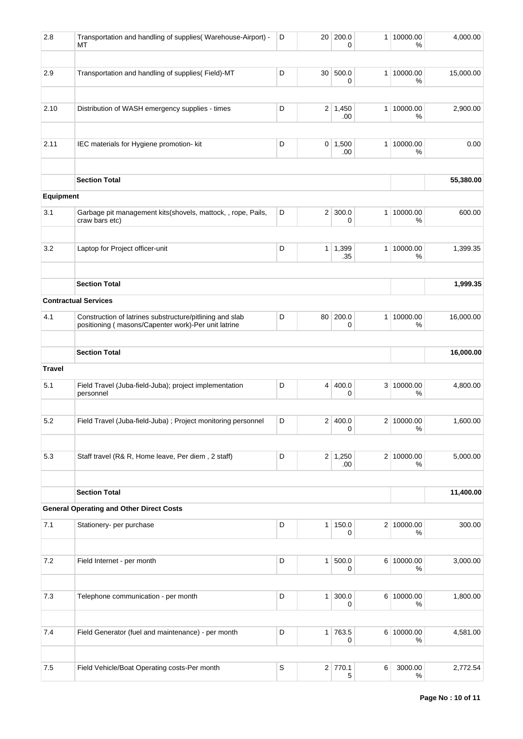| | | | | | | | |
|---|---|---|---|---|---|---|---|
| 2.8 | Transportation and handling of supplies( Warehouse-Airport) - MT | D | 20 | 200.00 | 1 | 10000.00 % | 4,000.00 |
| | | | | | | | |
| 2.9 | Transportation and handling of supplies( Field)-MT | D | 30 | 500.00 | 1 | 10000.00 % | 15,000.00 |
| | | | | | | | |
| 2.10 | Distribution of WASH emergency supplies - times | D | 2 | 1,450.00 | 1 | 10000.00 % | 2,900.00 |
| | | | | | | | |
| 2.11 | IEC materials for Hygiene promotion- kit | D | 0 | 1,500.00 | 1 | 10000.00 % | 0.00 |
| | | | | | | | |
| | **Section Total** | | | | | | **55,380.00** |
| **Equipment** | | | | | | | |
| 3.1 | Garbage pit management kits(shovels, mattock, , rope, Pails, craw bars etc) | D | 2 | 300.00 | 1 | 10000.00 % | 600.00 |
| | | | | | | | |
| 3.2 | Laptop for Project officer-unit | D | 1 | 1,399.35 | 1 | 10000.00 % | 1,399.35 |
| | | | | | | | |
| | **Section Total** | | | | | | **1,999.35** |
| **Contractual Services** | | | | | | | |
| 4.1 | Construction of latrines substructure/pitlining and slab positioning ( masons/Capenter work)-Per unit latrine | D | 80 | 200.00 | 1 | 10000.00 % | 16,000.00 |
| | | | | | | | |
| | **Section Total** | | | | | | **16,000.00** |
| **Travel** | | | | | | | |
| 5.1 | Field Travel (Juba-field-Juba); project implementation personnel | D | 4 | 400.00 | 3 | 10000.00 % | 4,800.00 |
| | | | | | | | |
| 5.2 | Field Travel (Juba-field-Juba) ; Project monitoring personnel | D | 2 | 400.00 | 2 | 10000.00 % | 1,600.00 |
| | | | | | | | |
| 5.3 | Staff travel (R& R, Home leave, Per diem , 2 staff) | D | 2 | 1,250.00 | 2 | 10000.00 % | 5,000.00 |
| | | | | | | | |
| | **Section Total** | | | | | | **11,400.00** |
| **General Operating and Other Direct Costs** | | | | | | | |
| 7.1 | Stationery- per purchase | D | 1 | 150.00 | 2 | 10000.00 % | 300.00 |
| | | | | | | | |
| 7.2 | Field Internet - per month | D | 1 | 500.00 | 6 | 10000.00 % | 3,000.00 |
| | | | | | | | |
| 7.3 | Telephone communication - per month | D | 1 | 300.00 | 6 | 10000.00 % | 1,800.00 |
| | | | | | | | |
| 7.4 | Field Generator (fuel and maintenance) - per month | D | 1 | 763.50 | 6 | 10000.00 % | 4,581.00 |
| | | | | | | | |
| 7.5 | Field Vehicle/Boat Operating costs-Per month | S | 2 | 770.15 | 6 | 3000.00 % | 2,772.54 |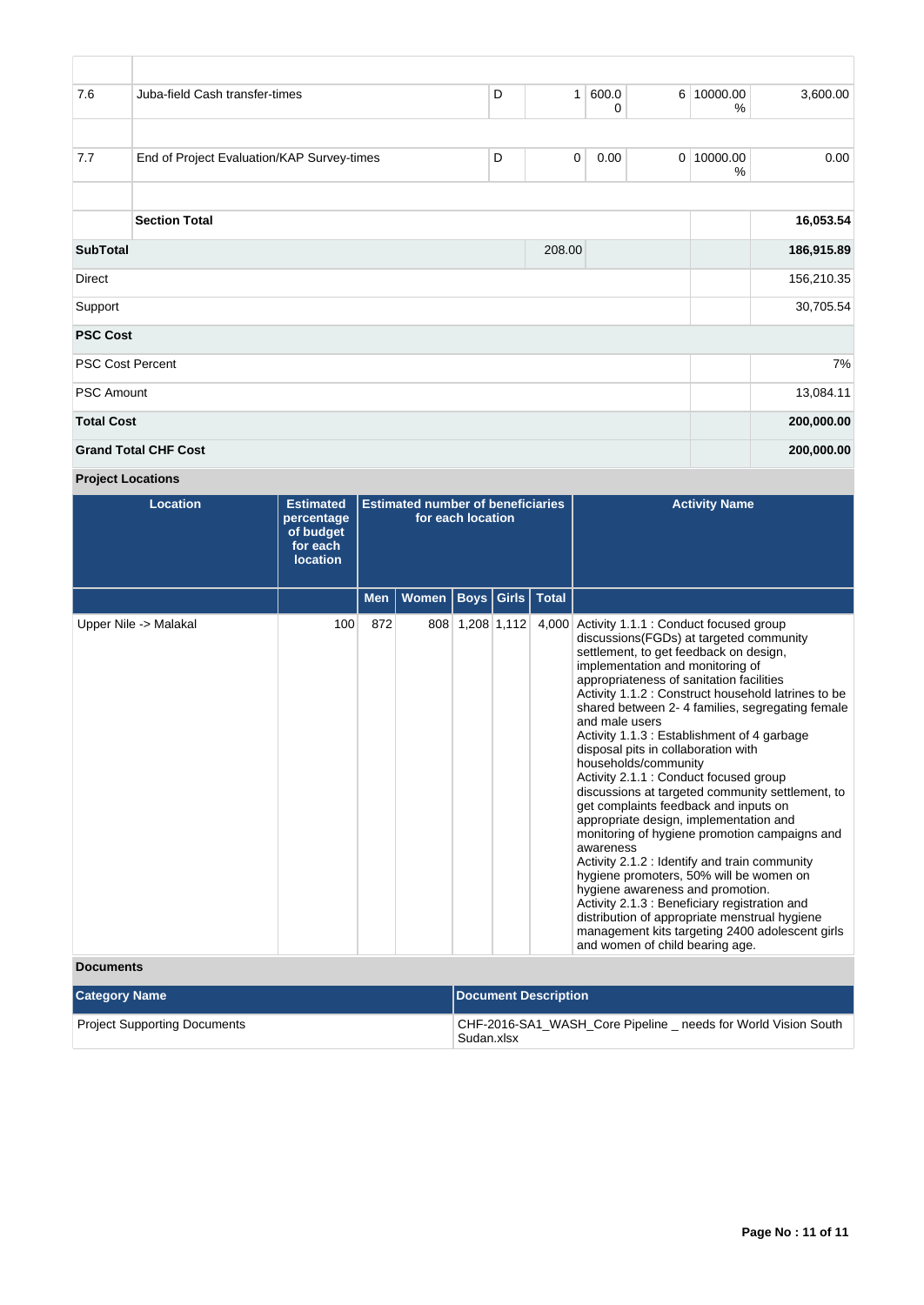| | | | | | | | |
|---|---|---|---|---|---|---|---|
| | | | | | | | |
| 7.6 | Juba-field Cash transfer-times | D | 1 | 600.00 | 6 | 10000.00 % | 3,600.00 |
| | | | | | | | |
| 7.7 | End of Project Evaluation/KAP Survey-times | D | 0 | 0.00 | 0 | 10000.00 % | 0.00 |
| | | | | | | | |
| | **Section Total** | | | | | | **16,053.54** |
| **SubTotal** | | | 208.00 | | | | **186,915.89** |
| Direct | | | | | | | 156,210.35 |
| Support | | | | | | | 30,705.54 |
| **PSC Cost** | | | | | | | |
| PSC Cost Percent | | | | | | | 7% |
| PSC Amount | | | | | | | 13,084.11 |
| **Total Cost** | | | | | | | **200,000.00** |
| **Grand Total CHF Cost** | | | | | | | **200,000.00** |

**Project Locations**

| Location | Estimated percentage of budget for each location | Estimated number of beneficiaries for each location | | | | | Activity Name |
|---|---|---|---|---|---|---|---|
| | | Men | Women | Boys | Girls | Total | |
| Upper Nile -> Malakal | 100 | 872 | 808 | 1,208 | 1,112 | 4,000 | Activity 1.1.1 : Conduct focused group discussions(FGDs) at targeted community settlement, to get feedback on design, implementation and monitoring of appropriateness of sanitation facilities<br>Activity 1.1.2 : Construct household latrines to be shared between 2- 4 families, segregating female and male users<br>Activity 1.1.3 : Establishment of 4 garbage disposal pits in collaboration with households/community<br>Activity 2.1.1 : Conduct focused group discussions at targeted community settlement, to get complaints feedback and inputs on appropriate design, implementation and monitoring of hygiene promotion campaigns and awareness<br>Activity 2.1.2 : Identify and train community hygiene promoters, 50% will be women on hygiene awareness and promotion.<br>Activity 2.1.3 : Beneficiary registration and distribution of appropriate menstrual hygiene management kits targeting 2400 adolescent girls and women of child bearing age. |

**Documents**

| Category Name | Document Description |
|---|---|
| Project Supporting Documents | CHF-2016-SA1_WASH_Core Pipeline _ needs for World Vision South Sudan.xlsx |